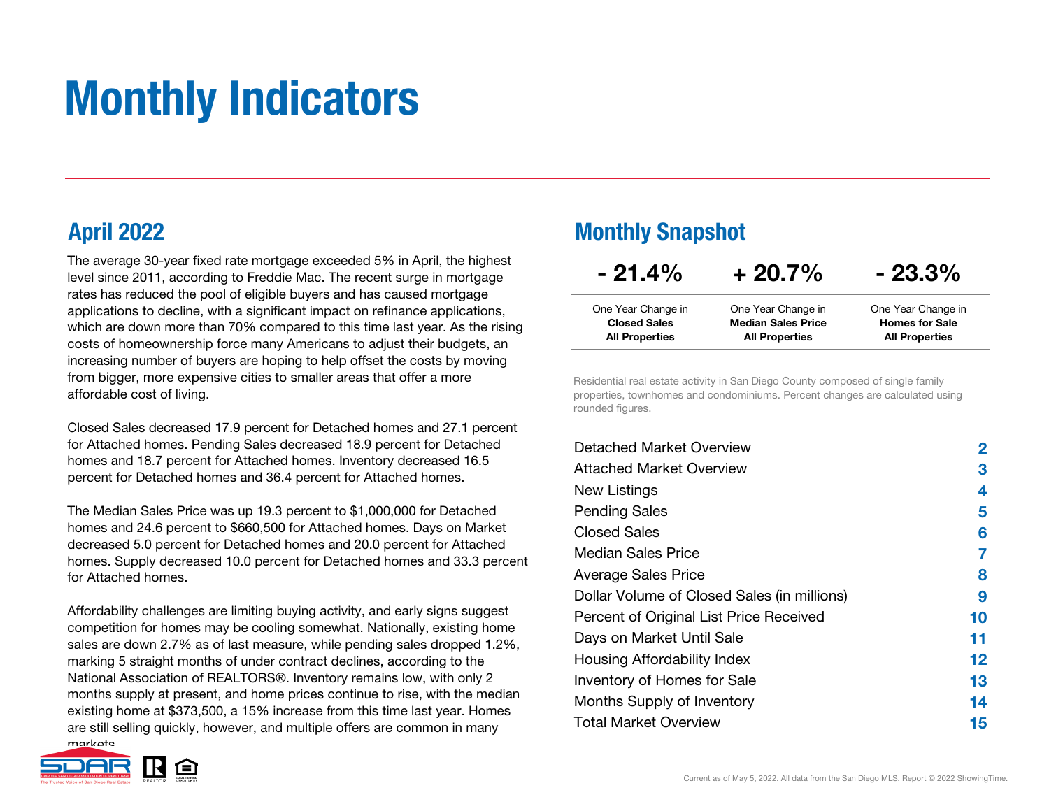# Monthly Indicators

## April 2022

The average 30-year fixed rate mortgage exceeded 5% in April, the highest level since 2011, according to Freddie Mac. The recent surge in mortgage rates has reduced the pool of eligible buyers and has caused mortgage applications to decline, with a significant impact on refinance applications, which are down more than 70% compared to this time last year. As the rising costs of homeownership force many Americans to adjust their budgets, an increasing number of buyers are hoping to help offset the costs by moving from bigger, more expensive cities to smaller areas that offer a more affordable cost of living.

Closed Sales decreased 17.9 percent for Detached homes and 27.1 percent for Attached homes. Pending Sales decreased 18.9 percent for Detached homes and 18.7 percent for Attached homes. Inventory decreased 16.5 percent for Detached homes and 36.4 percent for Attached homes.

The Median Sales Price was up 19.3 percent to $1,000,000 for Detached homes and 24.6 percent to $660,500 for Attached homes. Days on Market decreased 5.0 percent for Detached homes and 20.0 percent for Attached homes. Supply decreased 10.0 percent for Detached homes and 33.3 percent for Attached homes.

Affordability challenges are limiting buying activity, and early signs suggest competition for homes may be cooling somewhat. Nationally, existing home sales are down 2.7% as of last measure, while pending sales dropped 1.2%, marking 5 straight months of under contract declines, according to the National Association of REALTORS®. Inventory remains low, with only 2 months supply at present, and home prices continue to rise, with the median existing home at $373,500, a 15% increase from this time last year. Homes are still selling quickly, however, and multiple offers are common in many markets.

## Monthly Snapshot

| - 21.4% | + 20.7% | - 23.3% |
|---|---|---|
| One Year Change in **Closed Sales All Properties** | One Year Change in **Median Sales Price All Properties** | One Year Change in **Homes for Sale All Properties** |

Residential real estate activity in San Diego County composed of single family properties, townhomes and condominiums. Percent changes are calculated using rounded figures.

| | |
|---|---|
| Detached Market Overview | 2 |
| Attached Market Overview | 3 |
| New Listings | 4 |
| Pending Sales | 5 |
| Closed Sales | 6 |
| Median Sales Price | 7 |
| Average Sales Price | 8 |
| Dollar Volume of Closed Sales (in millions) | 9 |
| Percent of Original List Price Received | 10 |
| Days on Market Until Sale | 11 |
| Housing Affordability Index | 12 |
| Inventory of Homes for Sale | 13 |
| Months Supply of Inventory | 14 |
| Total Market Overview | 15 |

Current as of May 5, 2022. All data from the San Diego MLS. Report © 2022 ShowingTime.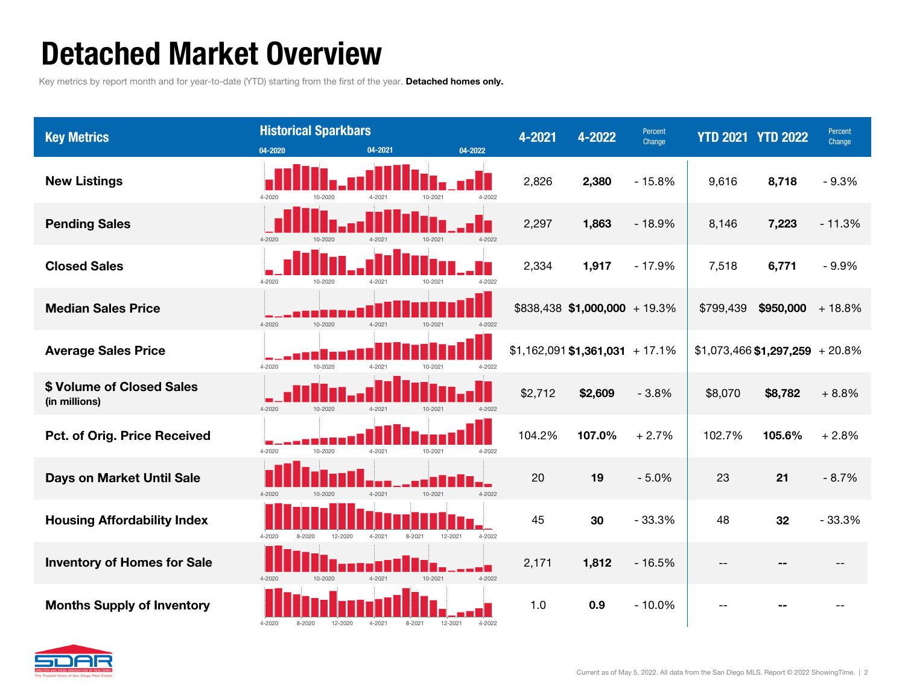# Detached Market Overview

Key metrics by report month and for year-to-date (YTD) starting from the first of the year. **Detached homes only.**

| Key Metrics | Historical Sparkbars (04-2020 – 04-2022) | 4-2021 | 4-2022 | Percent Change | YTD 2021 | YTD 2022 | Percent Change |
|---|---|---|---|---|---|---|---|
| **New Listings** | | 2,826 | **2,380** | - 15.8% | 9,616 | **8,718** | - 9.3% |
| **Pending Sales** | | 2,297 | **1,863** | - 18.9% | 8,146 | **7,223** | - 11.3% |
| **Closed Sales** | | 2,334 | **1,917** | - 17.9% | 7,518 | **6,771** | - 9.9% |
| **Median Sales Price** | | $838,438 | **$1,000,000** | + 19.3% | $799,439 | **$950,000** | + 18.8% |
| **Average Sales Price** | | $1,162,091 | **$1,361,031** | + 17.1% | $1,073,466 | **$1,297,259** | + 20.8% |
| **$ Volume of Closed Sales (in millions)** | | $2,712 | **$2,609** | - 3.8% | $8,070 | **$8,782** | + 8.8% |
| **Pct. of Orig. Price Received** | | 104.2% | **107.0%** | + 2.7% | 102.7% | **105.6%** | + 2.8% |
| **Days on Market Until Sale** | | 20 | **19** | - 5.0% | 23 | **21** | - 8.7% |
| **Housing Affordability Index** | | 45 | **30** | - 33.3% | 48 | **32** | - 33.3% |
| **Inventory of Homes for Sale** | | 2,171 | **1,812** | - 16.5% | -- | **--** | -- |
| **Months Supply of Inventory** | | 1.0 | **0.9** | - 10.0% | -- | **--** | -- |

Current as of May 5, 2022. All data from the San Diego MLS. Report © 2022 ShowingTime.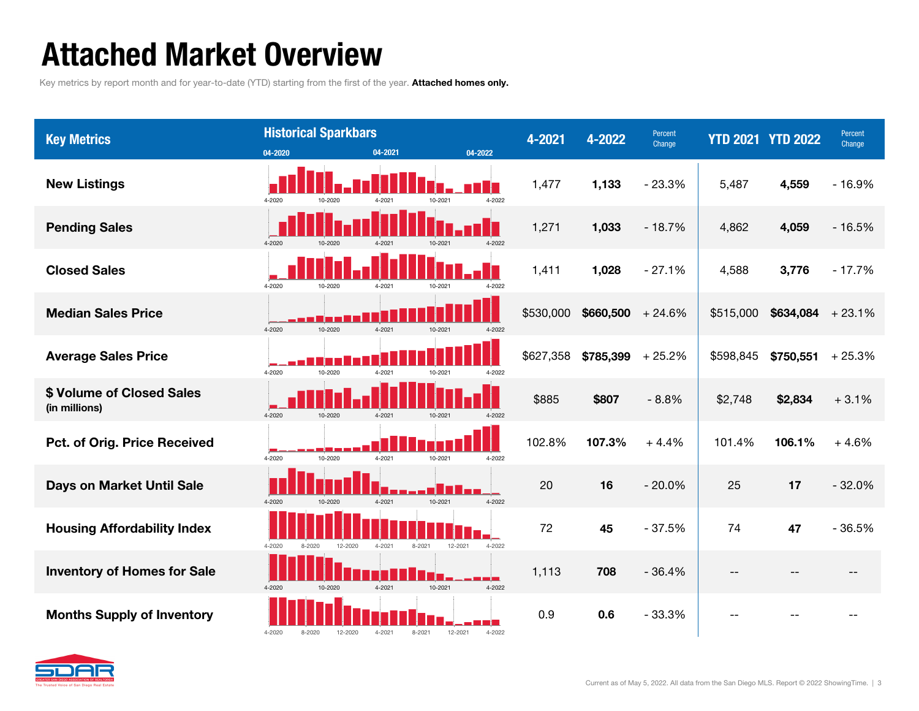# Attached Market Overview

Key metrics by report month and for year-to-date (YTD) starting from the first of the year. **Attached homes only.**

| Key Metrics | Historical Sparkbars (04-2020 – 04-2022) | 4-2021 | 4-2022 | Percent Change | YTD 2021 | YTD 2022 | Percent Change |
|---|---|---|---|---|---|---|---|
| New Listings | | 1,477 | **1,133** | - 23.3% | 5,487 | **4,559** | - 16.9% |
| Pending Sales | | 1,271 | **1,033** | - 18.7% | 4,862 | **4,059** | - 16.5% |
| Closed Sales | | 1,411 | **1,028** | - 27.1% | 4,588 | **3,776** | - 17.7% |
| Median Sales Price | | $530,000 | **$660,500** | + 24.6% | $515,000 | **$634,084** | + 23.1% |
| Average Sales Price | | $627,358 | **$785,399** | + 25.2% | $598,845 | **$750,551** | + 25.3% |
| $ Volume of Closed Sales (in millions) | | $885 | **$807** | - 8.8% | $2,748 | **$2,834** | + 3.1% |
| Pct. of Orig. Price Received | | 102.8% | **107.3%** | + 4.4% | 101.4% | **106.1%** | + 4.6% |
| Days on Market Until Sale | | 20 | **16** | - 20.0% | 25 | **17** | - 32.0% |
| Housing Affordability Index | | 72 | **45** | - 37.5% | 74 | **47** | - 36.5% |
| Inventory of Homes for Sale | | 1,113 | **708** | - 36.4% | -- | -- | -- |
| Months Supply of Inventory | | 0.9 | **0.6** | - 33.3% | -- | -- | -- |

Current as of May 5, 2022. All data from the San Diego MLS. Report © 2022 ShowingTime.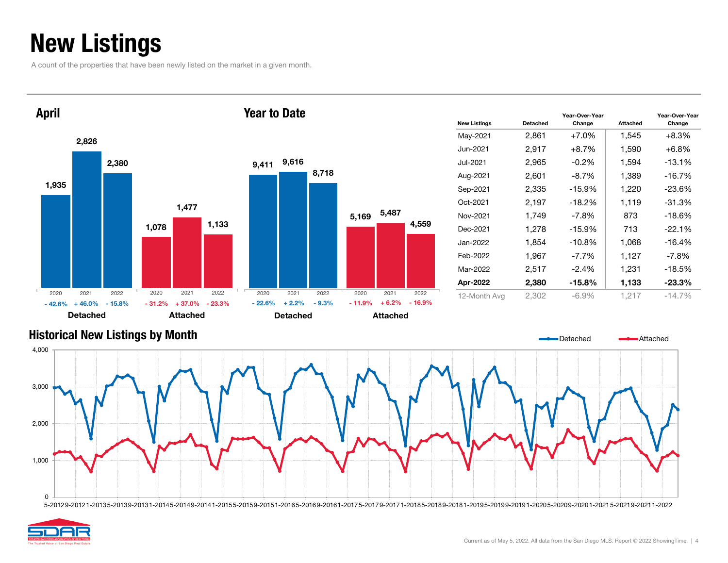# New Listings

A count of the properties that have been newly listed on the market in a given month.

## April

| | 2020 | 2021 | 2022 |
|---|---|---|---|
| Detached | 1,935 | 2,826 | 2,380 |
| Change | - 42.6% | + 46.0% | - 15.8% |
| Attached | 1,078 | 1,477 | 1,133 |
| Change | - 31.2% | + 37.0% | - 23.3% |

## Year to Date

| | 2020 | 2021 | 2022 |
|---|---|---|---|
| Detached | 9,411 | 9,616 | 8,718 |
| Change | - 22.6% | + 2.2% | - 9.3% |
| Attached | 5,169 | 5,487 | 4,559 |
| Change | - 11.9% | + 6.2% | - 16.9% |

| New Listings | Detached | Year-Over-Year Change | Attached | Year-Over-Year Change |
|---|---|---|---|---|
| May-2021 | 2,861 | +7.0% | 1,545 | +8.3% |
| Jun-2021 | 2,917 | +8.7% | 1,590 | +6.8% |
| Jul-2021 | 2,965 | -0.2% | 1,594 | -13.1% |
| Aug-2021 | 2,601 | -8.7% | 1,389 | -16.7% |
| Sep-2021 | 2,335 | -15.9% | 1,220 | -23.6% |
| Oct-2021 | 2,197 | -18.2% | 1,119 | -31.3% |
| Nov-2021 | 1,749 | -7.8% | 873 | -18.6% |
| Dec-2021 | 1,278 | -15.9% | 713 | -22.1% |
| Jan-2022 | 1,854 | -10.8% | 1,068 | -16.4% |
| Feb-2022 | 1,967 | -7.7% | 1,127 | -7.8% |
| Mar-2022 | 2,517 | -2.4% | 1,231 | -18.5% |
| **Apr-2022** | **2,380** | **-15.8%** | **1,133** | **-23.3%** |
| 12-Month Avg | 2,302 | -6.9% | 1,217 | -14.7% |

## Historical New Listings by Month

Detached / Attached

Current as of May 5, 2022. All data from the San Diego MLS. Report © 2022 ShowingTime.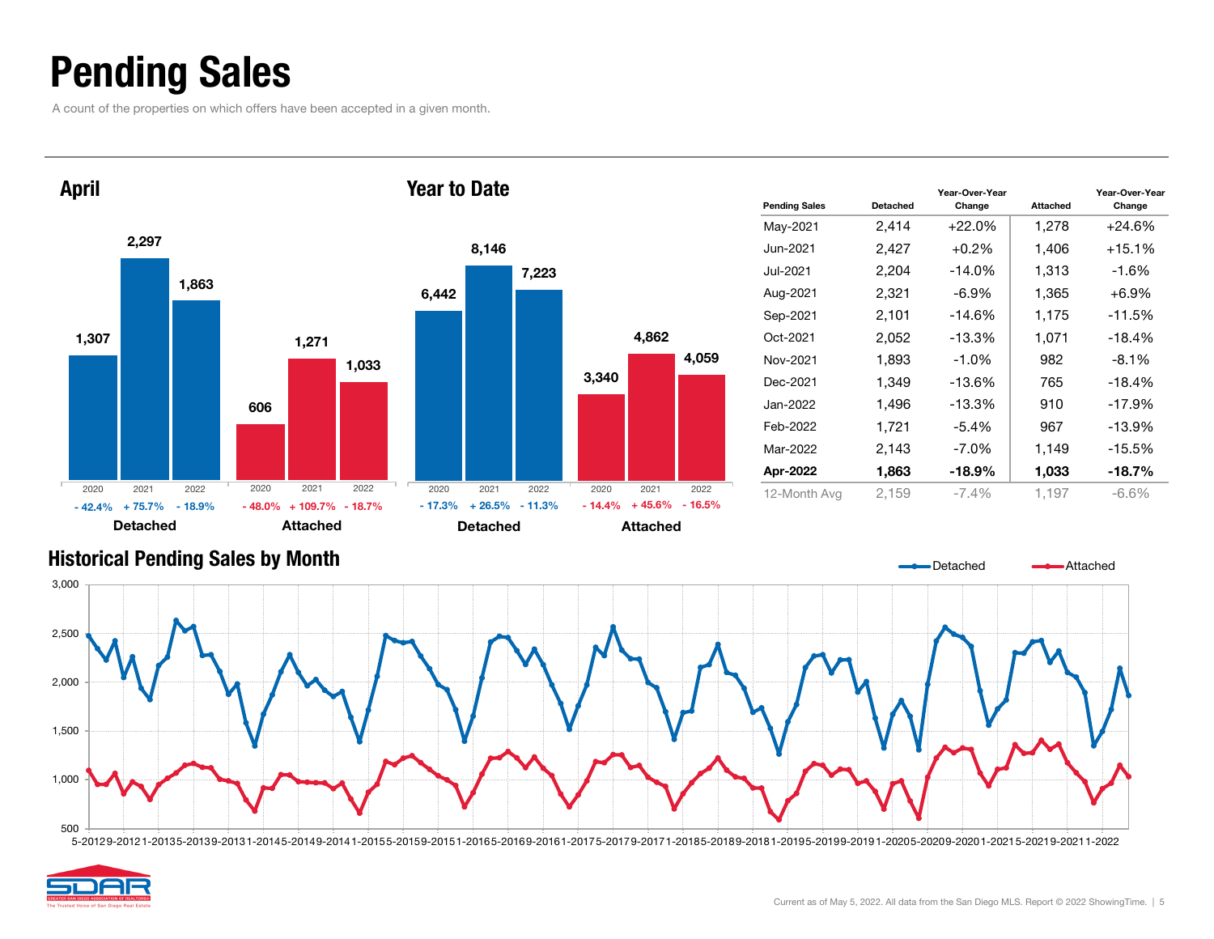# Pending Sales

A count of the properties on which offers have been accepted in a given month.

## April

| | 2020 | 2021 | 2022 |
|---|---|---|---|
| Detached | 1,307 | 2,297 | 1,863 |
| Change | - 42.4% | + 75.7% | - 18.9% |
| Attached | 606 | 1,271 | 1,033 |
| Change | - 48.0% | + 109.7% | - 18.7% |

## Year to Date

| | 2020 | 2021 | 2022 |
|---|---|---|---|
| Detached | 6,442 | 8,146 | 7,223 |
| Change | - 17.3% | + 26.5% | - 11.3% |
| Attached | 3,340 | 4,862 | 4,059 |
| Change | - 14.4% | + 45.6% | - 16.5% |

| Pending Sales | Detached | Year-Over-Year Change | Attached | Year-Over-Year Change |
|---|---|---|---|---|
| May-2021 | 2,414 | +22.0% | 1,278 | +24.6% |
| Jun-2021 | 2,427 | +0.2% | 1,406 | +15.1% |
| Jul-2021 | 2,204 | -14.0% | 1,313 | -1.6% |
| Aug-2021 | 2,321 | -6.9% | 1,365 | +6.9% |
| Sep-2021 | 2,101 | -14.6% | 1,175 | -11.5% |
| Oct-2021 | 2,052 | -13.3% | 1,071 | -18.4% |
| Nov-2021 | 1,893 | -1.0% | 982 | -8.1% |
| Dec-2021 | 1,349 | -13.6% | 765 | -18.4% |
| Jan-2022 | 1,496 | -13.3% | 910 | -17.9% |
| Feb-2022 | 1,721 | -5.4% | 967 | -13.9% |
| Mar-2022 | 2,143 | -7.0% | 1,149 | -15.5% |
| **Apr-2022** | **1,863** | **-18.9%** | **1,033** | **-18.7%** |
| 12-Month Avg | 2,159 | -7.4% | 1,197 | -6.6% |

## Historical Pending Sales by Month

Detached / Attached

Current as of May 5, 2022. All data from the San Diego MLS. Report © 2022 ShowingTime.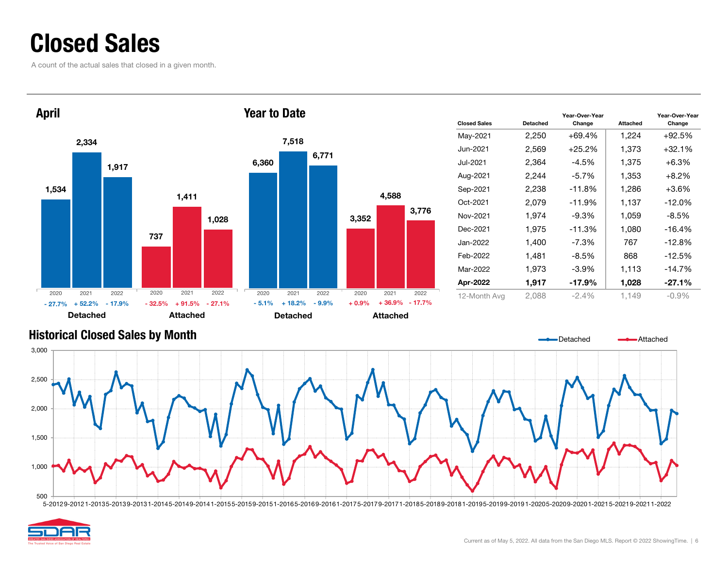# Closed Sales

A count of the actual sales that closed in a given month.

## April

| | 2020 | 2021 | 2022 |
|---|---|---|---|
| Detached | 1,534 | 2,334 | 1,917 |
| Change | - 27.7% | + 52.2% | - 17.9% |
| Attached | 737 | 1,411 | 1,028 |
| Change | - 32.5% | + 91.5% | - 27.1% |

## Year to Date

| | 2020 | 2021 | 2022 |
|---|---|---|---|
| Detached | 6,360 | 7,518 | 6,771 |
| Change | - 5.1% | + 18.2% | - 9.9% |
| Attached | 3,352 | 4,588 | 3,776 |
| Change | + 0.9% | + 36.9% | - 17.7% |

| Closed Sales | Detached | Year-Over-Year Change | Attached | Year-Over-Year Change |
|---|---|---|---|---|
| May-2021 | 2,250 | +69.4% | 1,224 | +92.5% |
| Jun-2021 | 2,569 | +25.2% | 1,373 | +32.1% |
| Jul-2021 | 2,364 | -4.5% | 1,375 | +6.3% |
| Aug-2021 | 2,244 | -5.7% | 1,353 | +8.2% |
| Sep-2021 | 2,238 | -11.8% | 1,286 | +3.6% |
| Oct-2021 | 2,079 | -11.9% | 1,137 | -12.0% |
| Nov-2021 | 1,974 | -9.3% | 1,059 | -8.5% |
| Dec-2021 | 1,975 | -11.3% | 1,080 | -16.4% |
| Jan-2022 | 1,400 | -7.3% | 767 | -12.8% |
| Feb-2022 | 1,481 | -8.5% | 868 | -12.5% |
| Mar-2022 | 1,973 | -3.9% | 1,113 | -14.7% |
| **Apr-2022** | **1,917** | **-17.9%** | **1,028** | **-27.1%** |
| 12-Month Avg | 2,088 | -2.4% | 1,149 | -0.9% |

## Historical Closed Sales by Month

Detached — Attached

Current as of May 5, 2022. All data from the San Diego MLS. Report © 2022 ShowingTime.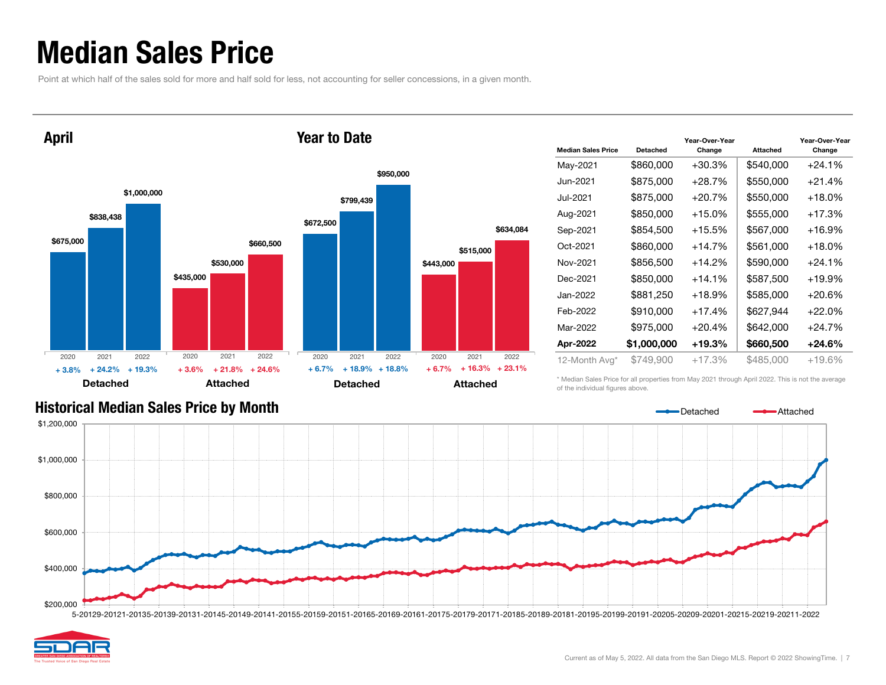# Median Sales Price

Point at which half of the sales sold for more and half sold for less, not accounting for seller concessions, in a given month.

## April

| | 2020 | 2021 | 2022 |
|---|---|---|---|
| Detached | $675,000 | $838,438 | $1,000,000 |
| Change | + 3.8% | + 24.2% | + 19.3% |
| Attached | $435,000 | $530,000 | $660,500 |
| Change | + 3.6% | + 21.8% | + 24.6% |

## Year to Date

| | 2020 | 2021 | 2022 |
|---|---|---|---|
| Detached | $672,500 | $799,439 | $950,000 |
| Change | + 6.7% | + 18.9% | + 18.8% |
| Attached | $443,000 | $515,000 | $634,084 |
| Change | + 6.7% | + 16.3% | + 23.1% |

| Median Sales Price | Detached | Year-Over-Year Change | Attached | Year-Over-Year Change |
|---|---|---|---|---|
| May-2021 | $860,000 | +30.3% | $540,000 | +24.1% |
| Jun-2021 | $875,000 | +28.7% | $550,000 | +21.4% |
| Jul-2021 | $875,000 | +20.7% | $550,000 | +18.0% |
| Aug-2021 | $850,000 | +15.0% | $555,000 | +17.3% |
| Sep-2021 | $854,500 | +15.5% | $567,000 | +16.9% |
| Oct-2021 | $860,000 | +14.7% | $561,000 | +18.0% |
| Nov-2021 | $856,500 | +14.2% | $590,000 | +24.1% |
| Dec-2021 | $850,000 | +14.1% | $587,500 | +19.9% |
| Jan-2022 | $881,250 | +18.9% | $585,000 | +20.6% |
| Feb-2022 | $910,000 | +17.4% | $627,944 | +22.0% |
| Mar-2022 | $975,000 | +20.4% | $642,000 | +24.7% |
| **Apr-2022** | **$1,000,000** | **+19.3%** | **$660,500** | **+24.6%** |
| 12-Month Avg* | $749,900 | +17.3% | $485,000 | +19.6% |

\* Median Sales Price for all properties from May 2021 through April 2022. This is not the average of the individual figures above.

## Historical Median Sales Price by Month

Detached / Attached

Current as of May 5, 2022. All data from the San Diego MLS. Report © 2022 ShowingTime.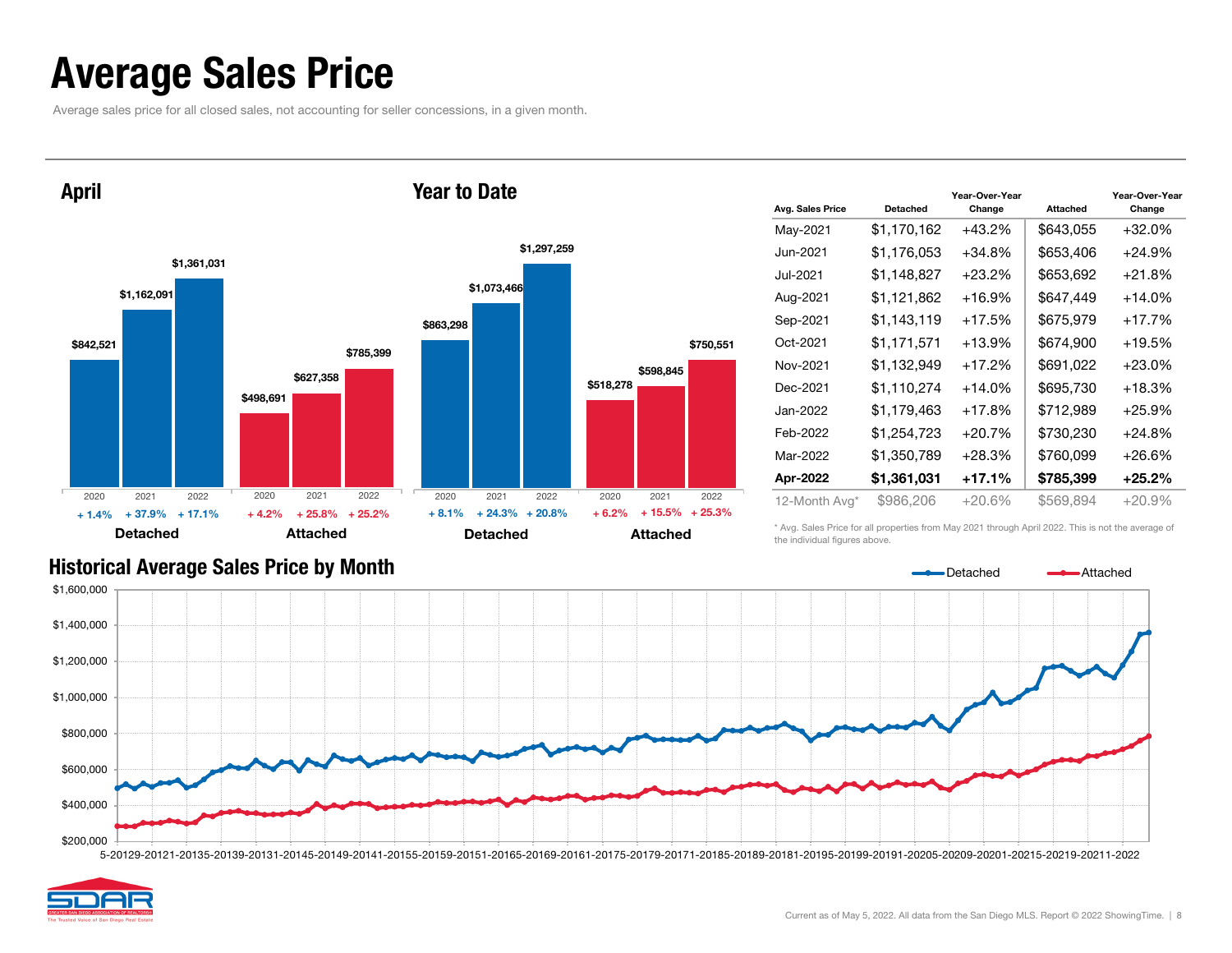# Average Sales Price

Average sales price for all closed sales, not accounting for seller concessions, in a given month.

## April

| | 2020 | 2021 | 2022 |
|---|---|---|---|
| Detached | $842,521 | $1,162,091 | $1,361,031 |
| Detached change | + 1.4% | + 37.9% | + 17.1% |
| Attached | $498,691 | $627,358 | $785,399 |
| Attached change | + 4.2% | + 25.8% | + 25.2% |

## Year to Date

| | 2020 | 2021 | 2022 |
|---|---|---|---|
| Detached | $863,298 | $1,073,466 | $1,297,259 |
| Detached change | + 8.1% | + 24.3% | + 20.8% |
| Attached | $518,278 | $598,845 | $750,551 |
| Attached change | + 6.2% | + 15.5% | + 25.3% |

| Avg. Sales Price | Detached | Year-Over-Year Change | Attached | Year-Over-Year Change |
|---|---|---|---|---|
| May-2021 | $1,170,162 | +43.2% | $643,055 | +32.0% |
| Jun-2021 | $1,176,053 | +34.8% | $653,406 | +24.9% |
| Jul-2021 | $1,148,827 | +23.2% | $653,692 | +21.8% |
| Aug-2021 | $1,121,862 | +16.9% | $647,449 | +14.0% |
| Sep-2021 | $1,143,119 | +17.5% | $675,979 | +17.7% |
| Oct-2021 | $1,171,571 | +13.9% | $674,900 | +19.5% |
| Nov-2021 | $1,132,949 | +17.2% | $691,022 | +23.0% |
| Dec-2021 | $1,110,274 | +14.0% | $695,730 | +18.3% |
| Jan-2022 | $1,179,463 | +17.8% | $712,989 | +25.9% |
| Feb-2022 | $1,254,723 | +20.7% | $730,230 | +24.8% |
| Mar-2022 | $1,350,789 | +28.3% | $760,099 | +26.6% |
| **Apr-2022** | **$1,361,031** | **+17.1%** | **$785,399** | **+25.2%** |
| 12-Month Avg* | $986,206 | +20.6% | $569,894 | +20.9% |

\* Avg. Sales Price for all properties from May 2021 through April 2022. This is not the average of the individual figures above.

## Historical Average Sales Price by Month

Detached — Attached

Current as of May 5, 2022. All data from the San Diego MLS. Report © 2022 ShowingTime.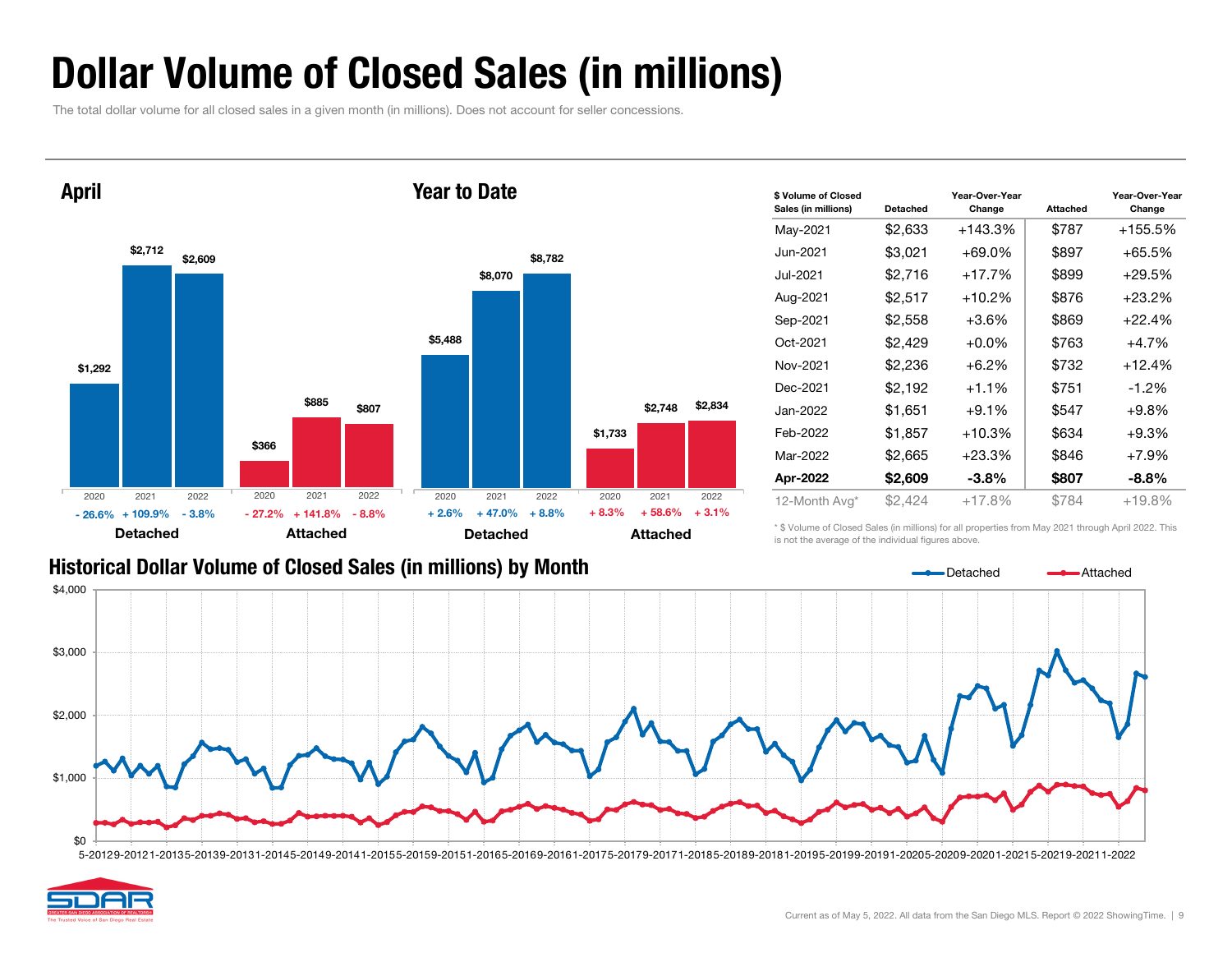# Dollar Volume of Closed Sales (in millions)

The total dollar volume for all closed sales in a given month (in millions). Does not account for seller concessions.

## April

| | 2020 | 2021 | 2022 |
|---|---|---|---|
| Detached | $1,292 | $2,712 | $2,609 |
| Change | - 26.6% | + 109.9% | - 3.8% |
| Attached | $366 | $885 | $807 |
| Change | - 27.2% | + 141.8% | - 8.8% |

## Year to Date

| | 2020 | 2021 | 2022 |
|---|---|---|---|
| Detached | $5,488 | $8,070 | $8,782 |
| Change | + 2.6% | + 47.0% | + 8.8% |
| Attached | $1,733 | $2,748 | $2,834 |
| Change | + 8.3% | + 58.6% | + 3.1% |

| $ Volume of Closed Sales (in millions) | Detached | Year-Over-Year Change | Attached | Year-Over-Year Change |
|---|---|---|---|---|
| May-2021 | $2,633 | +143.3% | $787 | +155.5% |
| Jun-2021 | $3,021 | +69.0% | $897 | +65.5% |
| Jul-2021 | $2,716 | +17.7% | $899 | +29.5% |
| Aug-2021 | $2,517 | +10.2% | $876 | +23.2% |
| Sep-2021 | $2,558 | +3.6% | $869 | +22.4% |
| Oct-2021 | $2,429 | +0.0% | $763 | +4.7% |
| Nov-2021 | $2,236 | +6.2% | $732 | +12.4% |
| Dec-2021 | $2,192 | +1.1% | $751 | -1.2% |
| Jan-2022 | $1,651 | +9.1% | $547 | +9.8% |
| Feb-2022 | $1,857 | +10.3% | $634 | +9.3% |
| Mar-2022 | $2,665 | +23.3% | $846 | +7.9% |
| **Apr-2022** | **$2,609** | **-3.8%** | **$807** | **-8.8%** |
| 12-Month Avg* | $2,424 | +17.8% | $784 | +19.8% |

\* $ Volume of Closed Sales (in millions) for all properties from May 2021 through April 2022. This is not the average of the individual figures above.

## Historical Dollar Volume of Closed Sales (in millions) by Month

Legend: Detached, Attached

Y-axis: $0, $1,000, $2,000, $3,000, $4,000

X-axis: 5-2012, 9-2012, 1-2013, 5-2013, 9-2013, 1-2014, 5-2014, 9-2014, 1-2015, 5-2015, 9-2015, 1-2016, 5-2016, 9-2016, 1-2017, 5-2017, 9-2017, 1-2018, 5-2018, 9-2018, 1-2019, 5-2019, 9-2019, 1-2020, 5-2020, 9-2020, 1-2021, 5-2021, 9-2021, 1-2022

Current as of May 5, 2022. All data from the San Diego MLS. Report © 2022 ShowingTime.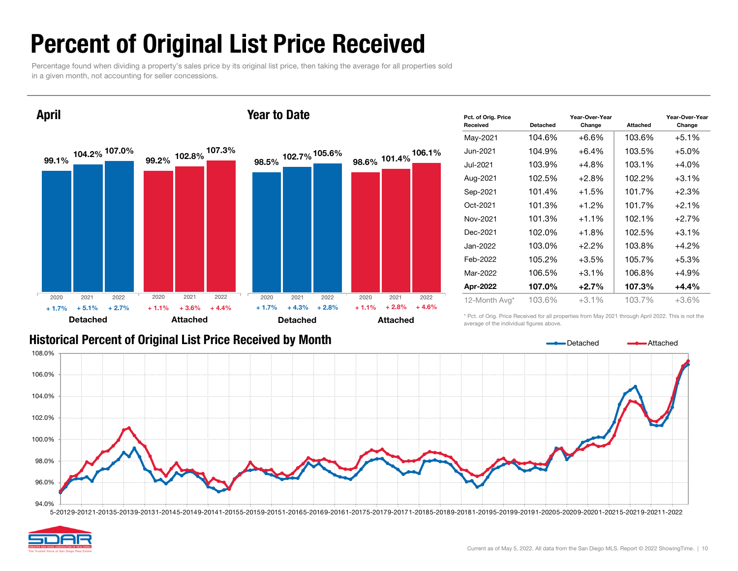# Percent of Original List Price Received

Percentage found when dividing a property's sales price by its original list price, then taking the average for all properties sold in a given month, not accounting for seller concessions.

## April

| | 2020 | 2021 | 2022 |
|---|---|---|---|
| Detached | 99.1% | 104.2% | 107.0% |
| Change | + 1.7% | + 5.1% | + 2.7% |
| Attached | 99.2% | 102.8% | 107.3% |
| Change | + 1.1% | + 3.6% | + 4.4% |

## Year to Date

| | 2020 | 2021 | 2022 |
|---|---|---|---|
| Detached | 98.5% | 102.7% | 105.6% |
| Change | + 1.7% | + 4.3% | + 2.8% |
| Attached | 98.6% | 101.4% | 106.1% |
| Change | + 1.1% | + 2.8% | + 4.6% |

| Pct. of Orig. Price Received | Detached | Year-Over-Year Change | Attached | Year-Over-Year Change |
|---|---|---|---|---|
| May-2021 | 104.6% | +6.6% | 103.6% | +5.1% |
| Jun-2021 | 104.9% | +6.4% | 103.5% | +5.0% |
| Jul-2021 | 103.9% | +4.8% | 103.1% | +4.0% |
| Aug-2021 | 102.5% | +2.8% | 102.2% | +3.1% |
| Sep-2021 | 101.4% | +1.5% | 101.7% | +2.3% |
| Oct-2021 | 101.3% | +1.2% | 101.7% | +2.1% |
| Nov-2021 | 101.3% | +1.1% | 102.1% | +2.7% |
| Dec-2021 | 102.0% | +1.8% | 102.5% | +3.1% |
| Jan-2022 | 103.0% | +2.2% | 103.8% | +4.2% |
| Feb-2022 | 105.2% | +3.5% | 105.7% | +5.3% |
| Mar-2022 | 106.5% | +3.1% | 106.8% | +4.9% |
| **Apr-2022** | **107.0%** | **+2.7%** | **107.3%** | **+4.4%** |
| 12-Month Avg* | 103.6% | +3.1% | 103.7% | +3.6% |

\* Pct. of Orig. Price Received for all properties from May 2021 through April 2022. This is not the average of the individual figures above.

## Historical Percent of Original List Price Received by Month

Detached — Attached

Current as of May 5, 2022. All data from the San Diego MLS. Report © 2022 ShowingTime.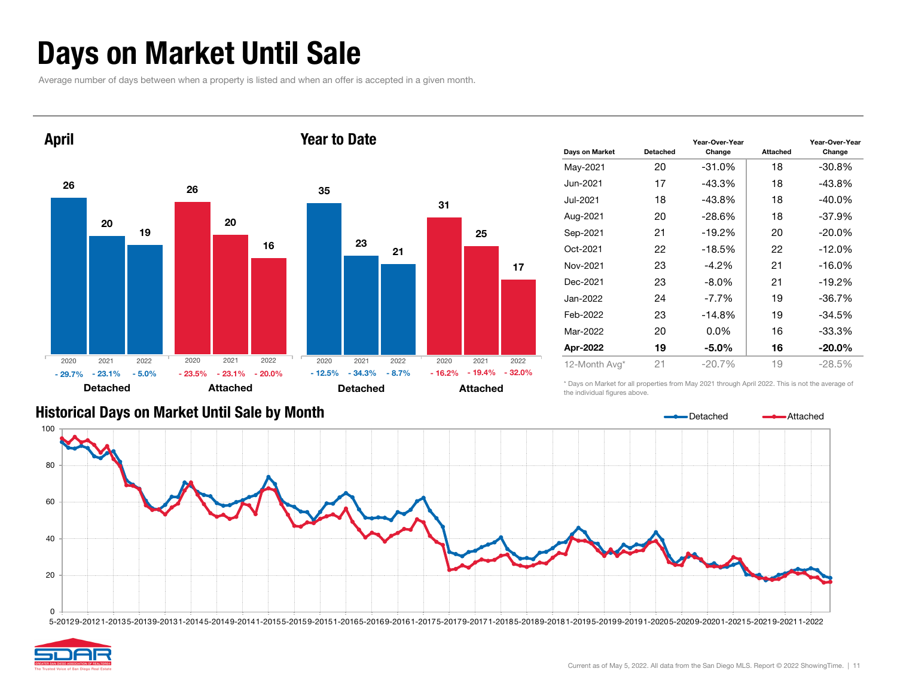# Days on Market Until Sale

Average number of days between when a property is listed and when an offer is accepted in a given month.

## April

| | 2020 | 2021 | 2022 |
|---|---|---|---|
| Detached | 26 | 20 | 19 |
| YoY change | - 29.7% | - 23.1% | - 5.0% |
| Attached | 26 | 20 | 16 |
| YoY change | - 23.5% | - 23.1% | - 20.0% |

## Year to Date

| | 2020 | 2021 | 2022 |
|---|---|---|---|
| Detached | 35 | 23 | 21 |
| YoY change | - 12.5% | - 34.3% | - 8.7% |
| Attached | 31 | 25 | 17 |
| YoY change | - 16.2% | - 19.4% | - 32.0% |

| Days on Market | Detached | Year-Over-Year Change | Attached | Year-Over-Year Change |
|---|---|---|---|---|
| May-2021 | 20 | -31.0% | 18 | -30.8% |
| Jun-2021 | 17 | -43.3% | 18 | -43.8% |
| Jul-2021 | 18 | -43.8% | 18 | -40.0% |
| Aug-2021 | 20 | -28.6% | 18 | -37.9% |
| Sep-2021 | 21 | -19.2% | 20 | -20.0% |
| Oct-2021 | 22 | -18.5% | 22 | -12.0% |
| Nov-2021 | 23 | -4.2% | 21 | -16.0% |
| Dec-2021 | 23 | -8.0% | 21 | -19.2% |
| Jan-2022 | 24 | -7.7% | 19 | -36.7% |
| Feb-2022 | 23 | -14.8% | 19 | -34.5% |
| Mar-2022 | 20 | 0.0% | 16 | -33.3% |
| **Apr-2022** | **19** | **-5.0%** | **16** | **-20.0%** |
| 12-Month Avg* | 21 | -20.7% | 19 | -28.5% |

\* Days on Market for all properties from May 2021 through April 2022. This is not the average of the individual figures above.

## Historical Days on Market Until Sale by Month

Legend: Detached, Attached

Y-axis: 0, 20, 40, 60, 80, 100

X-axis: 5-2012, 9-2012, 1-2013, 5-2013, 9-2013, 1-2014, 5-2014, 9-2014, 1-2015, 5-2015, 9-2015, 1-2016, 5-2016, 9-2016, 1-2017, 5-2017, 9-2017, 1-2018, 5-2018, 9-2018, 1-2019, 5-2019, 9-2019, 1-2020, 5-2020, 9-2020, 1-2021, 5-2021, 9-2021, 1-2022

Current as of May 5, 2022. All data from the San Diego MLS. Report © 2022 ShowingTime.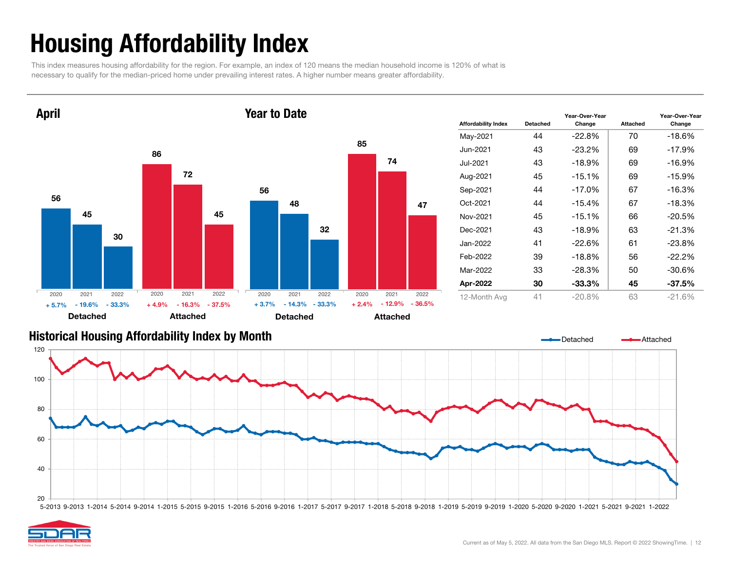# Housing Affordability Index

This index measures housing affordability for the region. For example, an index of 120 means the median household income is 120% of what is necessary to qualify for the median-priced home under prevailing interest rates. A higher number means greater affordability.

## April

| | 2020 | 2021 | 2022 |
|---|---|---|---|
| Detached | 56 | 45 | 30 |
| Change | + 5.7% | - 19.6% | - 33.3% |
| Attached | 86 | 72 | 45 |
| Change | + 4.9% | - 16.3% | - 37.5% |

## Year to Date

| | 2020 | 2021 | 2022 |
|---|---|---|---|
| Detached | 56 | 48 | 32 |
| Change | + 3.7% | - 14.3% | - 33.3% |
| Attached | 85 | 74 | 47 |
| Change | + 2.4% | - 12.9% | - 36.5% |

| Affordability Index | Detached | Year-Over-Year Change | Attached | Year-Over-Year Change |
|---|---|---|---|---|
| May-2021 | 44 | -22.8% | 70 | -18.6% |
| Jun-2021 | 43 | -23.2% | 69 | -17.9% |
| Jul-2021 | 43 | -18.9% | 69 | -16.9% |
| Aug-2021 | 45 | -15.1% | 69 | -15.9% |
| Sep-2021 | 44 | -17.0% | 67 | -16.3% |
| Oct-2021 | 44 | -15.4% | 67 | -18.3% |
| Nov-2021 | 45 | -15.1% | 66 | -20.5% |
| Dec-2021 | 43 | -18.9% | 63 | -21.3% |
| Jan-2022 | 41 | -22.6% | 61 | -23.8% |
| Feb-2022 | 39 | -18.8% | 56 | -22.2% |
| Mar-2022 | 33 | -28.3% | 50 | -30.6% |
| **Apr-2022** | **30** | **-33.3%** | **45** | **-37.5%** |
| 12-Month Avg | 41 | -20.8% | 63 | -21.6% |

## Historical Housing Affordability Index by Month

Current as of May 5, 2022. All data from the San Diego MLS. Report © 2022 ShowingTime.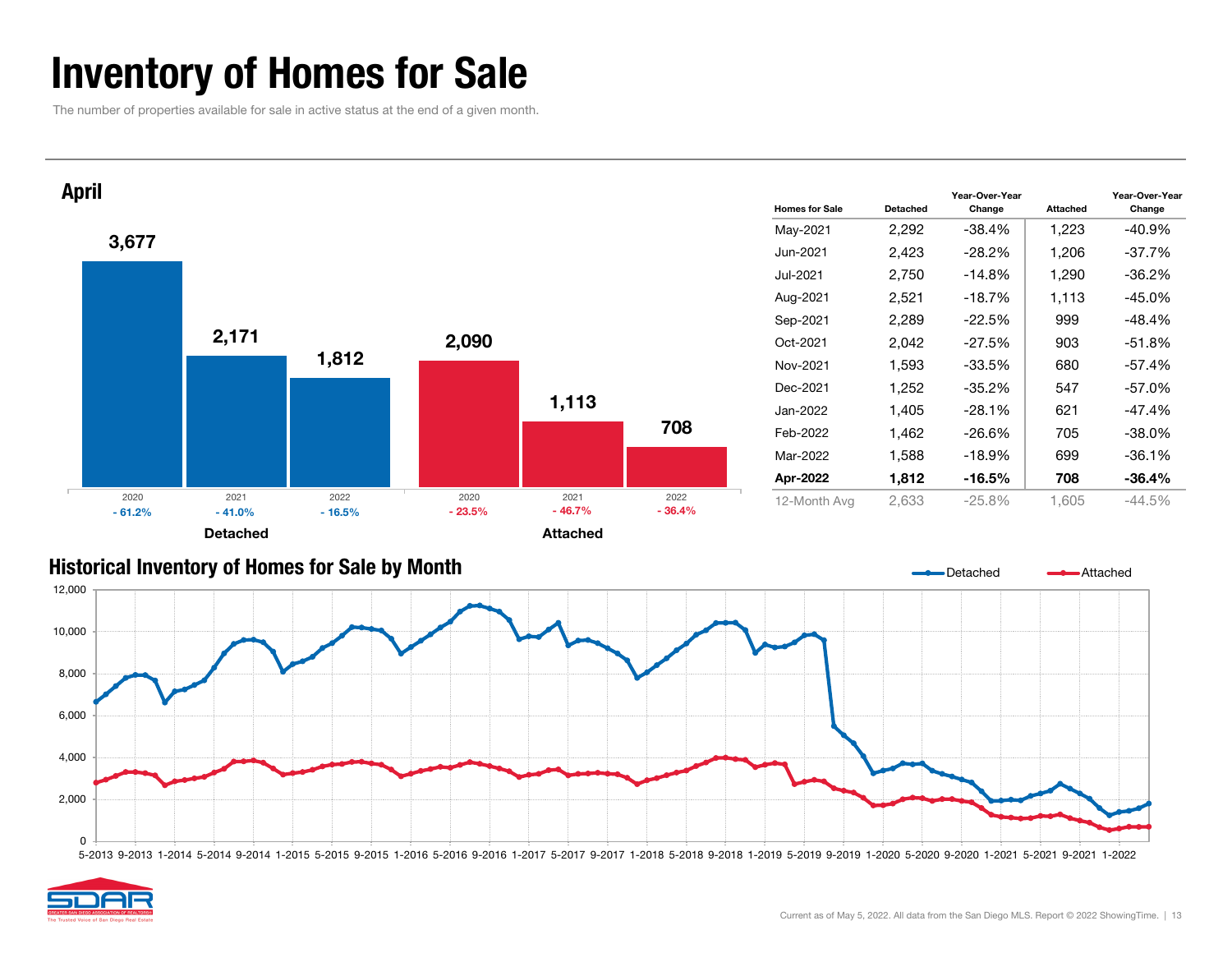# Inventory of Homes for Sale

The number of properties available for sale in active status at the end of a given month.

## April

| | 2020 | 2021 | 2022 |
|---|---|---|---|
| Detached | 3,677 | 2,171 | 1,812 |
| Detached change | - 61.2% | - 41.0% | - 16.5% |
| Attached | 2,090 | 1,113 | 708 |
| Attached change | - 23.5% | - 46.7% | - 36.4% |

| Homes for Sale | Detached | Year-Over-Year Change | Attached | Year-Over-Year Change |
|---|---|---|---|---|
| May-2021 | 2,292 | -38.4% | 1,223 | -40.9% |
| Jun-2021 | 2,423 | -28.2% | 1,206 | -37.7% |
| Jul-2021 | 2,750 | -14.8% | 1,290 | -36.2% |
| Aug-2021 | 2,521 | -18.7% | 1,113 | -45.0% |
| Sep-2021 | 2,289 | -22.5% | 999 | -48.4% |
| Oct-2021 | 2,042 | -27.5% | 903 | -51.8% |
| Nov-2021 | 1,593 | -33.5% | 680 | -57.4% |
| Dec-2021 | 1,252 | -35.2% | 547 | -57.0% |
| Jan-2022 | 1,405 | -28.1% | 621 | -47.4% |
| Feb-2022 | 1,462 | -26.6% | 705 | -38.0% |
| Mar-2022 | 1,588 | -18.9% | 699 | -36.1% |
| **Apr-2022** | **1,812** | **-16.5%** | **708** | **-36.4%** |
| 12-Month Avg | 2,633 | -25.8% | 1,605 | -44.5% |

## Historical Inventory of Homes for Sale by Month

Current as of May 5, 2022. All data from the San Diego MLS. Report © 2022 ShowingTime.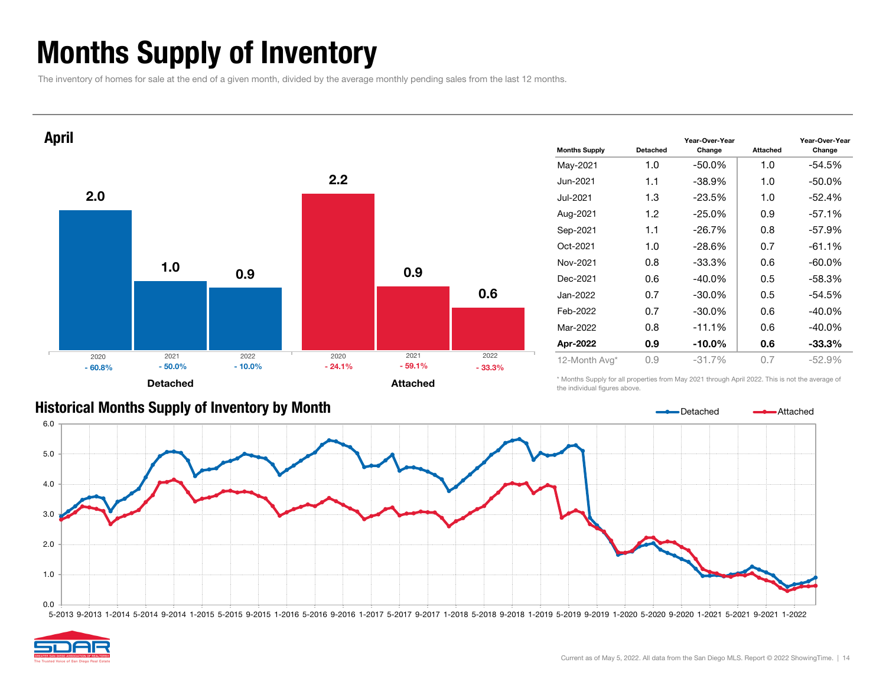# Months Supply of Inventory

The inventory of homes for sale at the end of a given month, divided by the average monthly pending sales from the last 12 months.

## April

| | 2020 | 2021 | 2022 |
|---|---|---|---|
| Detached | 2.0 | 1.0 | 0.9 |
| | - 60.8% | - 50.0% | - 10.0% |
| Attached | 2.2 | 0.9 | 0.6 |
| | - 24.1% | - 59.1% | - 33.3% |

| Months Supply | Detached | Year-Over-Year Change | Attached | Year-Over-Year Change |
|---|---|---|---|---|
| May-2021 | 1.0 | -50.0% | 1.0 | -54.5% |
| Jun-2021 | 1.1 | -38.9% | 1.0 | -50.0% |
| Jul-2021 | 1.3 | -23.5% | 1.0 | -52.4% |
| Aug-2021 | 1.2 | -25.0% | 0.9 | -57.1% |
| Sep-2021 | 1.1 | -26.7% | 0.8 | -57.9% |
| Oct-2021 | 1.0 | -28.6% | 0.7 | -61.1% |
| Nov-2021 | 0.8 | -33.3% | 0.6 | -60.0% |
| Dec-2021 | 0.6 | -40.0% | 0.5 | -58.3% |
| Jan-2022 | 0.7 | -30.0% | 0.5 | -54.5% |
| Feb-2022 | 0.7 | -30.0% | 0.6 | -40.0% |
| Mar-2022 | 0.8 | -11.1% | 0.6 | -40.0% |
| **Apr-2022** | **0.9** | **-10.0%** | **0.6** | **-33.3%** |
| 12-Month Avg* | 0.9 | -31.7% | 0.7 | -52.9% |

\* Months Supply for all properties from May 2021 through April 2022. This is not the average of the individual figures above.

## Historical Months Supply of Inventory by Month

Current as of May 5, 2022. All data from the San Diego MLS. Report © 2022 ShowingTime.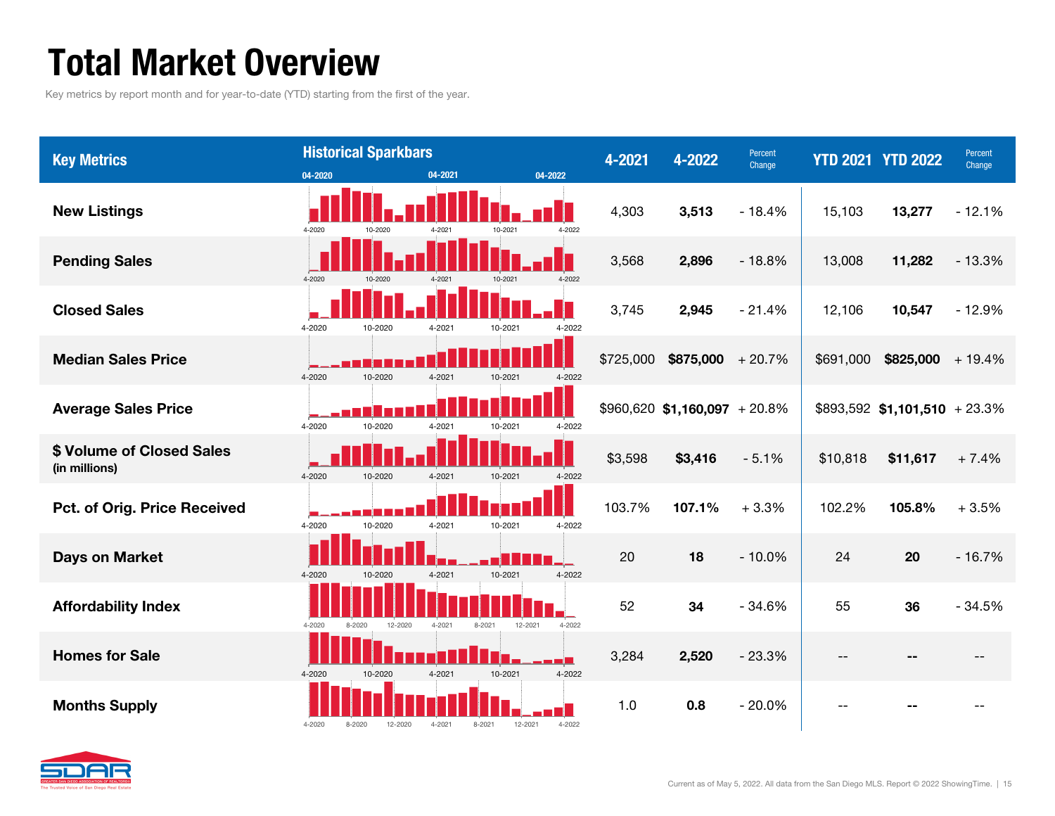# Total Market Overview

Key metrics by report month and for year-to-date (YTD) starting from the first of the year.

| Key Metrics | Historical Sparkbars 04-2020 04-2021 04-2022 | 4-2021 | 4-2022 | Percent Change | YTD 2021 | YTD 2022 | Percent Change |
|---|---|---|---|---|---|---|---|
| New Listings | 4-2020 10-2020 4-2021 10-2021 4-2022 | 4,303 | **3,513** | - 18.4% | 15,103 | **13,277** | - 12.1% |
| Pending Sales | 4-2020 10-2020 4-2021 10-2021 4-2022 | 3,568 | **2,896** | - 18.8% | 13,008 | **11,282** | - 13.3% |
| Closed Sales | 4-2020 10-2020 4-2021 10-2021 4-2022 | 3,745 | **2,945** | - 21.4% | 12,106 | **10,547** | - 12.9% |
| Median Sales Price | 4-2020 10-2020 4-2021 10-2021 4-2022 | $725,000 | **$875,000** | + 20.7% | $691,000 | **$825,000** | + 19.4% |
| Average Sales Price | 4-2020 10-2020 4-2021 10-2021 4-2022 | $960,620 | **$1,160,097** | + 20.8% | $893,592 | **$1,101,510** | + 23.3% |
| $ Volume of Closed Sales (in millions) | 4-2020 10-2020 4-2021 10-2021 4-2022 | $3,598 | **$3,416** | - 5.1% | $10,818 | **$11,617** | + 7.4% |
| Pct. of Orig. Price Received | 4-2020 10-2020 4-2021 10-2021 4-2022 | 103.7% | **107.1%** | + 3.3% | 102.2% | **105.8%** | + 3.5% |
| Days on Market | 4-2020 10-2020 4-2021 10-2021 4-2022 | 20 | **18** | - 10.0% | 24 | **20** | - 16.7% |
| Affordability Index | 4-2020 8-2020 12-2020 4-2021 8-2021 12-2021 4-2022 | 52 | **34** | - 34.6% | 55 | **36** | - 34.5% |
| Homes for Sale | 4-2020 10-2020 4-2021 10-2021 4-2022 | 3,284 | **2,520** | - 23.3% | -- | **--** | -- |
| Months Supply | 4-2020 8-2020 12-2020 4-2021 8-2021 12-2021 4-2022 | 1.0 | **0.8** | - 20.0% | -- | **--** | -- |

SDAR Greater San Diego Association of Realtors The Trusted Voice of San Diego Real Estate

Current as of May 5, 2022. All data from the San Diego MLS. Report © 2022 ShowingTime.